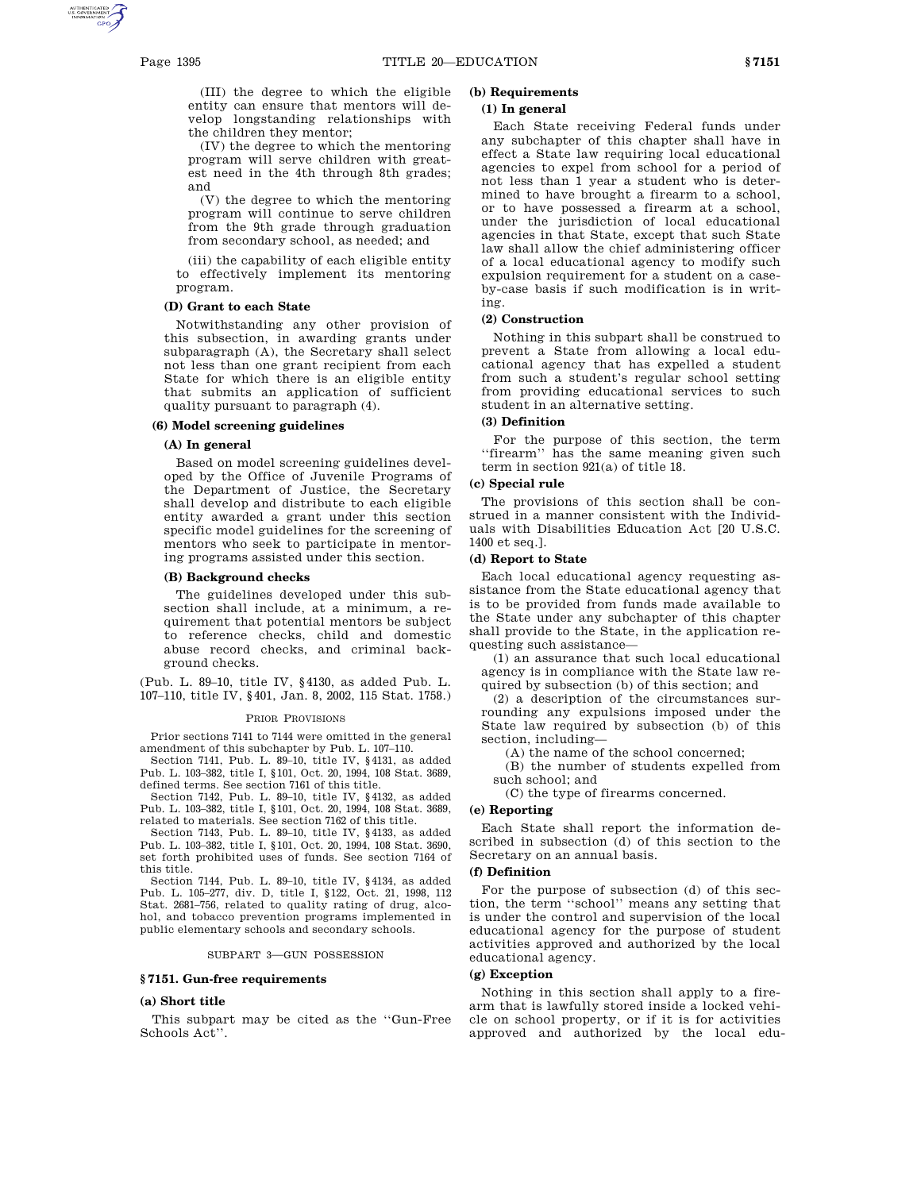(III) the degree to which the eligible entity can ensure that mentors will develop longstanding relationships with the children they mentor;

(IV) the degree to which the mentoring program will serve children with greatest need in the 4th through 8th grades; and

(V) the degree to which the mentoring program will continue to serve children from the 9th grade through graduation from secondary school, as needed; and

(iii) the capability of each eligible entity to effectively implement its mentoring program.

**(D) Grant to each State**

Notwithstanding any other provision of this subsection, in awarding grants under subparagraph (A), the Secretary shall select not less than one grant recipient from each State for which there is an eligible entity that submits an application of sufficient quality pursuant to paragraph (4).

**(6) Model screening guidelines**

**(A) In general**

Based on model screening guidelines developed by the Office of Juvenile Programs of the Department of Justice, the Secretary shall develop and distribute to each eligible entity awarded a grant under this section specific model guidelines for the screening of mentors who seek to participate in mentoring programs assisted under this section.

**(B) Background checks**

The guidelines developed under this subsection shall include, at a minimum, a requirement that potential mentors be subject to reference checks, child and domestic abuse record checks, and criminal background checks.

(Pub. L. 89–10, title IV, §4130, as added Pub. L. 107–110, title IV, §401, Jan. 8, 2002, 115 Stat. 1758.)

PRIOR PROVISIONS

Prior sections 7141 to 7144 were omitted in the general amendment of this subchapter by Pub. L. 107–110.

Section 7141, Pub. L. 89–10, title IV, §4131, as added Pub. L. 103–382, title I, §101, Oct. 20, 1994, 108 Stat. 3689, defined terms. See section 7161 of this title.

Section 7142, Pub. L. 89–10, title IV, §4132, as added Pub. L. 103–382, title I, §101, Oct. 20, 1994, 108 Stat. 3689, related to materials. See section 7162 of this title.

Section 7143, Pub. L. 89–10, title IV, §4133, as added Pub. L. 103–382, title I, §101, Oct. 20, 1994, 108 Stat. 3690, set forth prohibited uses of funds. See section 7164 of this title.

Section 7144, Pub. L. 89–10, title IV, §4134, as added Pub. L. 105–277, div. D, title I, §122, Oct. 21, 1998, 112 Stat. 2681–756, related to quality rating of drug, alcohol, and tobacco prevention programs implemented in public elementary schools and secondary schools.

SUBPART 3—GUN POSSESSION

## §7151. Gun-free requirements

**(a) Short title**

This subpart may be cited as the "Gun-Free Schools Act".

**(b) Requirements**

**(1) In general**

Each State receiving Federal funds under any subchapter of this chapter shall have in effect a State law requiring local educational agencies to expel from school for a period of not less than 1 year a student who is determined to have brought a firearm to a school, or to have possessed a firearm at a school, under the jurisdiction of local educational agencies in that State, except that such State law shall allow the chief administering officer of a local educational agency to modify such expulsion requirement for a student on a case-by-case basis if such modification is in writing.

**(2) Construction**

Nothing in this subpart shall be construed to prevent a State from allowing a local educational agency that has expelled a student from such a student's regular school setting from providing educational services to such student in an alternative setting.

**(3) Definition**

For the purpose of this section, the term "firearm" has the same meaning given such term in section 921(a) of title 18.

**(c) Special rule**

The provisions of this section shall be construed in a manner consistent with the Individuals with Disabilities Education Act [20 U.S.C. 1400 et seq.].

**(d) Report to State**

Each local educational agency requesting assistance from the State educational agency that is to be provided from funds made available to the State under any subchapter of this chapter shall provide to the State, in the application requesting such assistance—

(1) an assurance that such local educational agency is in compliance with the State law required by subsection (b) of this section; and

(2) a description of the circumstances surrounding any expulsions imposed under the State law required by subsection (b) of this section, including—

(A) the name of the school concerned;

(B) the number of students expelled from such school; and

(C) the type of firearms concerned.

**(e) Reporting**

Each State shall report the information described in subsection (d) of this section to the Secretary on an annual basis.

**(f) Definition**

For the purpose of subsection (d) of this section, the term "school" means any setting that is under the control and supervision of the local educational agency for the purpose of student activities approved and authorized by the local educational agency.

**(g) Exception**

Nothing in this section shall apply to a firearm that is lawfully stored inside a locked vehicle on school property, or if it is for activities approved and authorized by the local edu-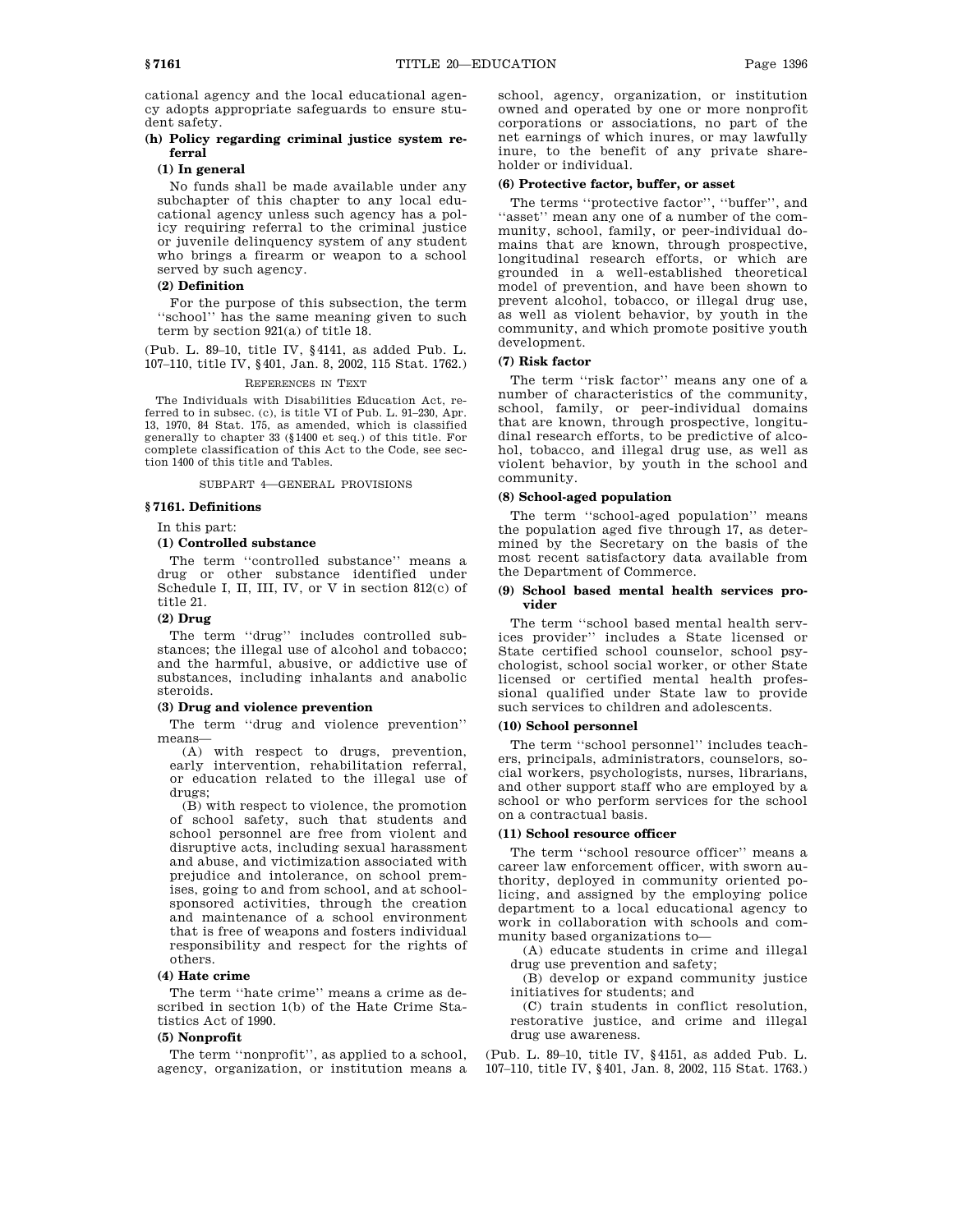cational agency and the local educational agency adopts appropriate safeguards to ensure student safety.

**(h) Policy regarding criminal justice system referral**

**(1) In general**

No funds shall be made available under any subchapter of this chapter to any local educational agency unless such agency has a policy requiring referral to the criminal justice or juvenile delinquency system of any student who brings a firearm or weapon to a school served by such agency.

**(2) Definition**

For the purpose of this subsection, the term ''school'' has the same meaning given to such term by section 921(a) of title 18.

(Pub. L. 89–10, title IV, §4141, as added Pub. L. 107–110, title IV, §401, Jan. 8, 2002, 115 Stat. 1762.)

REFERENCES IN TEXT

The Individuals with Disabilities Education Act, referred to in subsec. (c), is title VI of Pub. L. 91–230, Apr. 13, 1970, 84 Stat. 175, as amended, which is classified generally to chapter 33 (§1400 et seq.) of this title. For complete classification of this Act to the Code, see section 1400 of this title and Tables.

SUBPART 4—GENERAL PROVISIONS

## §7161. Definitions

In this part:

**(1) Controlled substance**

The term ''controlled substance'' means a drug or other substance identified under Schedule I, II, III, IV, or V in section 812(c) of title 21.

**(2) Drug**

The term ''drug'' includes controlled substances; the illegal use of alcohol and tobacco; and the harmful, abusive, or addictive use of substances, including inhalants and anabolic steroids.

**(3) Drug and violence prevention**

The term ''drug and violence prevention'' means—

(A) with respect to drugs, prevention, early intervention, rehabilitation referral, or education related to the illegal use of drugs;

(B) with respect to violence, the promotion of school safety, such that students and school personnel are free from violent and disruptive acts, including sexual harassment and abuse, and victimization associated with prejudice and intolerance, on school premises, going to and from school, and at school-sponsored activities, through the creation and maintenance of a school environment that is free of weapons and fosters individual responsibility and respect for the rights of others.

**(4) Hate crime**

The term ''hate crime'' means a crime as described in section 1(b) of the Hate Crime Statistics Act of 1990.

**(5) Nonprofit**

The term ''nonprofit'', as applied to a school, agency, organization, or institution means a school, agency, organization, or institution owned and operated by one or more nonprofit corporations or associations, no part of the net earnings of which inures, or may lawfully inure, to the benefit of any private shareholder or individual.

**(6) Protective factor, buffer, or asset**

The terms ''protective factor'', ''buffer'', and ''asset'' mean any one of a number of the community, school, family, or peer-individual domains that are known, through prospective, longitudinal research efforts, or which are grounded in a well-established theoretical model of prevention, and have been shown to prevent alcohol, tobacco, or illegal drug use, as well as violent behavior, by youth in the community, and which promote positive youth development.

**(7) Risk factor**

The term ''risk factor'' means any one of a number of characteristics of the community, school, family, or peer-individual domains that are known, through prospective, longitudinal research efforts, to be predictive of alcohol, tobacco, and illegal drug use, as well as violent behavior, by youth in the school and community.

**(8) School-aged population**

The term ''school-aged population'' means the population aged five through 17, as determined by the Secretary on the basis of the most recent satisfactory data available from the Department of Commerce.

**(9) School based mental health services provider**

The term ''school based mental health services provider'' includes a State licensed or State certified school counselor, school psychologist, school social worker, or other State licensed or certified mental health professional qualified under State law to provide such services to children and adolescents.

**(10) School personnel**

The term ''school personnel'' includes teachers, principals, administrators, counselors, social workers, psychologists, nurses, librarians, and other support staff who are employed by a school or who perform services for the school on a contractual basis.

**(11) School resource officer**

The term ''school resource officer'' means a career law enforcement officer, with sworn authority, deployed in community oriented policing, and assigned by the employing police department to a local educational agency to work in collaboration with schools and community based organizations to—

(A) educate students in crime and illegal drug use prevention and safety;

(B) develop or expand community justice initiatives for students; and

(C) train students in conflict resolution, restorative justice, and crime and illegal drug use awareness.

(Pub. L. 89–10, title IV, §4151, as added Pub. L. 107–110, title IV, §401, Jan. 8, 2002, 115 Stat. 1763.)